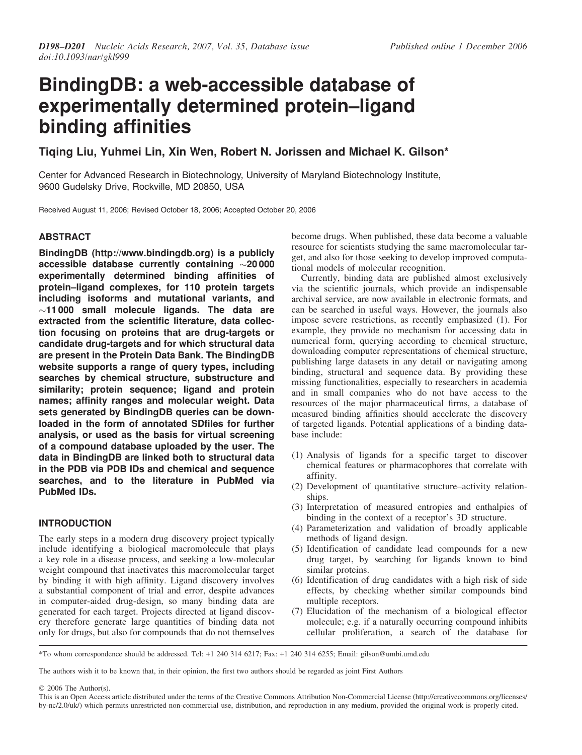# BindingDB: a web-accessible database of experimentally determined protein–ligand binding affinities

**Tiqing Liu, Yuhmei Lin, Xin Wen, Robert N. Jorissen and Michael K. Gilson***

Center for Advanced Research in Biotechnology, University of Maryland Biotechnology Institute, 9600 Gudelsky Drive, Rockville, MD 20850, USA

Received August 11, 2006; Revised October 18, 2006; Accepted October 20, 2006

## ABSTRACT

**BindingDB (http://www.bindingdb.org) is a publicly accessible database currently containing ~20 000 experimentally determined binding affinities of protein–ligand complexes, for 110 protein targets including isoforms and mutational variants, and ~11 000 small molecule ligands. The data are extracted from the scientific literature, data collection focusing on proteins that are drug-targets or candidate drug-targets and for which structural data are present in the Protein Data Bank. The BindingDB website supports a range of query types, including searches by chemical structure, substructure and similarity; protein sequence; ligand and protein names; affinity ranges and molecular weight. Data sets generated by BindingDB queries can be downloaded in the form of annotated SDfiles for further analysis, or used as the basis for virtual screening of a compound database uploaded by the user. The data in BindingDB are linked both to structural data in the PDB via PDB IDs and chemical and sequence searches, and to the literature in PubMed via PubMed IDs.**

## INTRODUCTION

The early steps in a modern drug discovery project typically include identifying a biological macromolecule that plays a key role in a disease process, and seeking a low-molecular weight compound that inactivates this macromolecular target by binding it with high affinity. Ligand discovery involves a substantial component of trial and error, despite advances in computer-aided drug-design, so many binding data are generated for each target. Projects directed at ligand discovery therefore generate large quantities of binding data not only for drugs, but also for compounds that do not themselves become drugs. When published, these data become a valuable resource for scientists studying the same macromolecular target, and also for those seeking to develop improved computational models of molecular recognition.

Currently, binding data are published almost exclusively via the scientific journals, which provide an indispensable archival service, are now available in electronic formats, and can be searched in useful ways. However, the journals also impose severe restrictions, as recently emphasized (1). For example, they provide no mechanism for accessing data in numerical form, querying according to chemical structure, downloading computer representations of chemical structure, publishing large datasets in any detail or navigating among binding, structural and sequence data. By providing these missing functionalities, especially to researchers in academia and in small companies who do not have access to the resources of the major pharmaceutical firms, a database of measured binding affinities should accelerate the discovery of targeted ligands. Potential applications of a binding database include:

1. Analysis of ligands for a specific target to discover chemical features or pharmacophores that correlate with affinity.
2. Development of quantitative structure–activity relationships.
3. Interpretation of measured entropies and enthalpies of binding in the context of a receptor's 3D structure.
4. Parameterization and validation of broadly applicable methods of ligand design.
5. Identification of candidate lead compounds for a new drug target, by searching for ligands known to bind similar proteins.
6. Identification of drug candidates with a high risk of side effects, by checking whether similar compounds bind multiple receptors.
7. Elucidation of the mechanism of a biological effector molecule; e.g. if a naturally occurring compound inhibits cellular proliferation, a search of the database for

*To whom correspondence should be addressed. Tel: +1 240 314 6217; Fax: +1 240 314 6255; Email: gilson@umbi.umd.edu

The authors wish it to be known that, in their opinion, the first two authors should be regarded as joint First Authors

© 2006 The Author(s).

This is an Open Access article distributed under the terms of the Creative Commons Attribution Non-Commercial License (http://creativecommons.org/licenses/by-nc/2.0/uk/) which permits unrestricted non-commercial use, distribution, and reproduction in any medium, provided the original work is properly cited.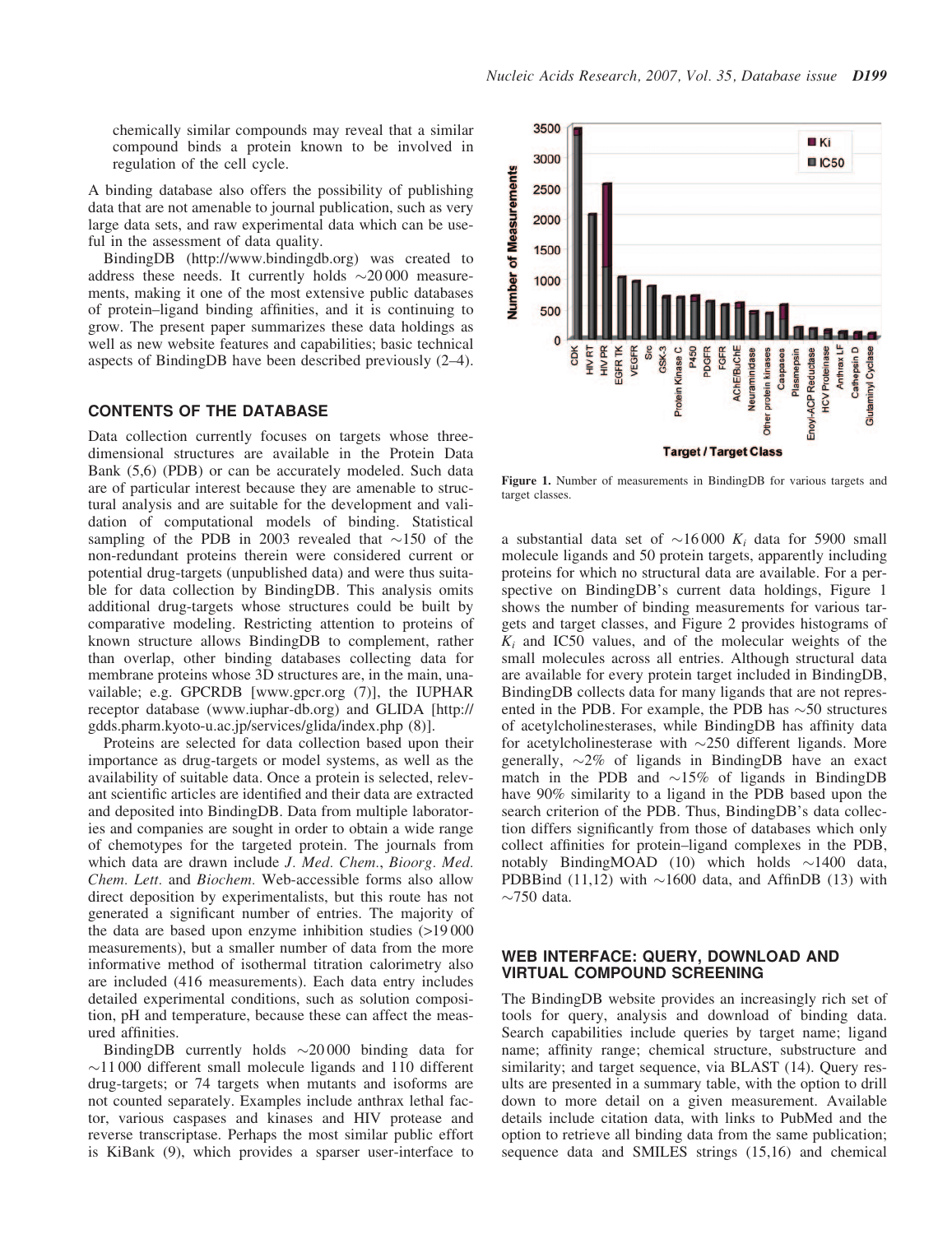chemically similar compounds may reveal that a similar compound binds a protein known to be involved in regulation of the cell cycle.

A binding database also offers the possibility of publishing data that are not amenable to journal publication, such as very large data sets, and raw experimental data which can be useful in the assessment of data quality.

BindingDB (http://www.bindingdb.org) was created to address these needs. It currently holds ~20 000 measurements, making it one of the most extensive public databases of protein–ligand binding affinities, and it is continuing to grow. The present paper summarizes these data holdings as well as new website features and capabilities; basic technical aspects of BindingDB have been described previously (2–4).

## CONTENTS OF THE DATABASE

Data collection currently focuses on targets whose three-dimensional structures are available in the Protein Data Bank (5,6) (PDB) or can be accurately modeled. Such data are of particular interest because they are amenable to structural analysis and are suitable for the development and validation of computational models of binding. Statistical sampling of the PDB in 2003 revealed that ~150 of the non-redundant proteins therein were considered current or potential drug-targets (unpublished data) and were thus suitable for data collection by BindingDB. This analysis omits additional drug-targets whose structures could be built by comparative modeling. Restricting attention to proteins of known structure allows BindingDB to complement, rather than overlap, other binding databases collecting data for membrane proteins whose 3D structures are, in the main, unavailable; e.g. GPCRDB [www.gpcr.org (7)], the IUPHAR receptor database (www.iuphar-db.org) and GLIDA [http://gdds.pharm.kyoto-u.ac.jp/services/glida/index.php (8)].

Proteins are selected for data collection based upon their importance as drug-targets or model systems, as well as the availability of suitable data. Once a protein is selected, relevant scientific articles are identified and their data are extracted and deposited into BindingDB. Data from multiple laboratories and companies are sought in order to obtain a wide range of chemotypes for the targeted protein. The journals from which data are drawn include *J. Med. Chem.*, *Bioorg. Med. Chem. Lett.* and *Biochem.* Web-accessible forms also allow direct deposition by experimentalists, but this route has not generated a significant number of entries. The majority of the data are based upon enzyme inhibition studies (>19 000 measurements), but a smaller number of data from the more informative method of isothermal titration calorimetry also are included (416 measurements). Each data entry includes detailed experimental conditions, such as solution composition, pH and temperature, because these can affect the measured affinities.

BindingDB currently holds ~20 000 binding data for ~11 000 different small molecule ligands and 110 different drug-targets; or 74 targets when mutants and isoforms are not counted separately. Examples include anthrax lethal factor, various caspases and kinases and HIV protease and reverse transcriptase. Perhaps the most similar public effort is KiBank (9), which provides a sparser user-interface to a substantial data set of ~16 000 $K_i$ data for 5900 small molecule ligands and 50 protein targets, apparently including proteins for which no structural data are available. For a perspective on BindingDB's current data holdings, Figure 1 shows the number of binding measurements for various targets and target classes, and Figure 2 provides histograms of $K_i$ and IC50 values, and of the molecular weights of the small molecules across all entries. Although structural data are available for every protein target included in BindingDB, BindingDB collects data for many ligands that are not represented in the PDB. For example, the PDB has ~50 structures of acetylcholinesterases, while BindingDB has affinity data for acetylcholinesterase with ~250 different ligands. More generally, ~2% of ligands in BindingDB have an exact match in the PDB and ~15% of ligands in BindingDB have 90% similarity to a ligand in the PDB based upon the search criterion of the PDB. Thus, BindingDB's data collection differs significantly from those of databases which only collect affinities for protein–ligand complexes in the PDB, notably BindingMOAD (10) which holds ~1400 data, PDBBind (11,12) with ~1600 data, and AffinDB (13) with ~750 data.

Figure 1. Number of measurements in BindingDB for various targets and target classes.

## WEB INTERFACE: QUERY, DOWNLOAD AND VIRTUAL COMPOUND SCREENING

The BindingDB website provides an increasingly rich set of tools for query, analysis and download of binding data. Search capabilities include queries by target name; ligand name; affinity range; chemical structure, substructure and similarity; and target sequence, via BLAST (14). Query results are presented in a summary table, with the option to drill down to more detail on a given measurement. Available details include citation data, with links to PubMed and the option to retrieve all binding data from the same publication; sequence data and SMILES strings (15,16) and chemical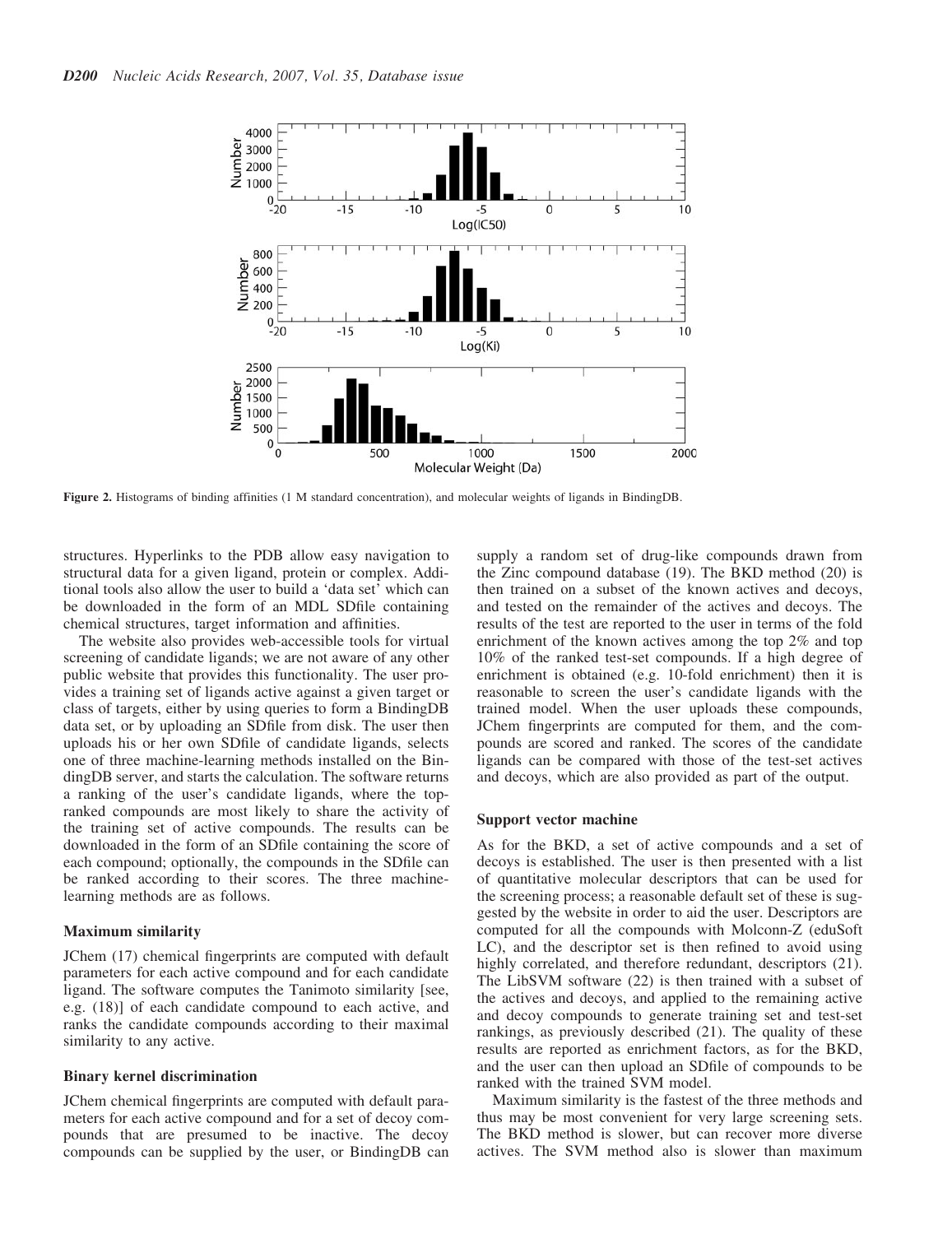Figure 2. Histograms of binding affinities (1 M standard concentration), and molecular weights of ligands in BindingDB.

structures. Hyperlinks to the PDB allow easy navigation to structural data for a given ligand, protein or complex. Additional tools also allow the user to build a 'data set' which can be downloaded in the form of an MDL SDfile containing chemical structures, target information and affinities.

The website also provides web-accessible tools for virtual screening of candidate ligands; we are not aware of any other public website that provides this functionality. The user provides a training set of ligands active against a given target or class of targets, either by using queries to form a BindingDB data set, or by uploading an SDfile from disk. The user then uploads his or her own SDfile of candidate ligands, selects one of three machine-learning methods installed on the BindingDB server, and starts the calculation. The software returns a ranking of the user's candidate ligands, where the top-ranked compounds are most likely to share the activity of the training set of active compounds. The results can be downloaded in the form of an SDfile containing the score of each compound; optionally, the compounds in the SDfile can be ranked according to their scores. The three machine-learning methods are as follows.

### Maximum similarity

JChem (17) chemical fingerprints are computed with default parameters for each active compound and for each candidate ligand. The software computes the Tanimoto similarity [see, e.g. (18)] of each candidate compound to each active, and ranks the candidate compounds according to their maximal similarity to any active.

### Binary kernel discrimination

JChem chemical fingerprints are computed with default parameters for each active compound and for a set of decoy compounds that are presumed to be inactive. The decoy compounds can be supplied by the user, or BindingDB can supply a random set of drug-like compounds drawn from the Zinc compound database (19). The BKD method (20) is then trained on a subset of the known actives and decoys, and tested on the remainder of the actives and decoys. The results of the test are reported to the user in terms of the fold enrichment of the known actives among the top 2% and top 10% of the ranked test-set compounds. If a high degree of enrichment is obtained (e.g. 10-fold enrichment) then it is reasonable to screen the user's candidate ligands with the trained model. When the user uploads these compounds, JChem fingerprints are computed for them, and the compounds are scored and ranked. The scores of the candidate ligands can be compared with those of the test-set actives and decoys, which are also provided as part of the output.

### Support vector machine

As for the BKD, a set of active compounds and a set of decoys is established. The user is then presented with a list of quantitative molecular descriptors that can be used for the screening process; a reasonable default set of these is suggested by the website in order to aid the user. Descriptors are computed for all the compounds with Molconn-Z (eduSoft LC), and the descriptor set is then refined to avoid using highly correlated, and therefore redundant, descriptors (21). The LibSVM software (22) is then trained with a subset of the actives and decoys, and applied to the remaining active and decoy compounds to generate training set and test-set rankings, as previously described (21). The quality of these results are reported as enrichment factors, as for the BKD, and the user can then upload an SDfile of compounds to be ranked with the trained SVM model.

Maximum similarity is the fastest of the three methods and thus may be most convenient for very large screening sets. The BKD method is slower, but can recover more diverse actives. The SVM method also is slower than maximum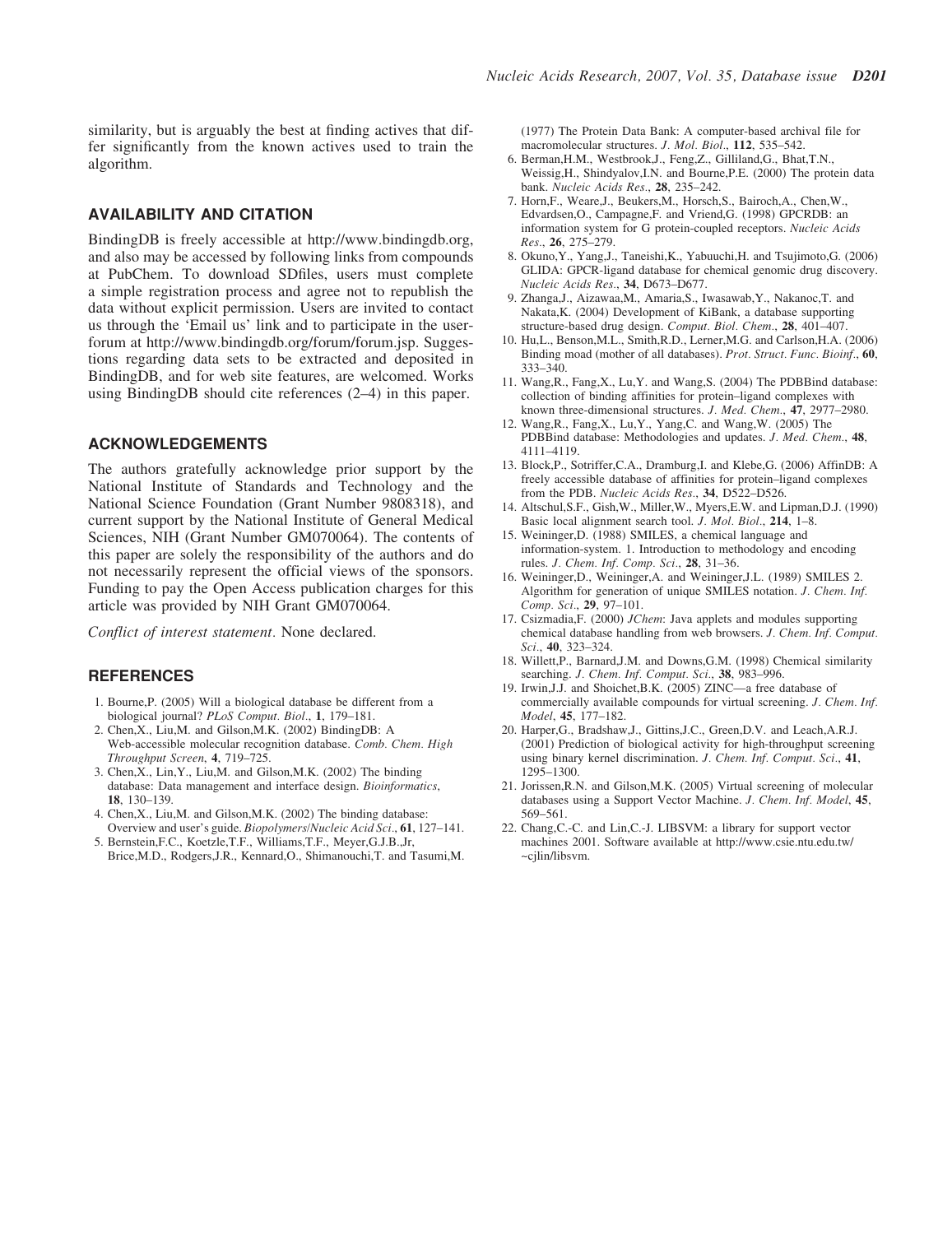similarity, but is arguably the best at finding actives that differ significantly from the known actives used to train the algorithm.

## AVAILABILITY AND CITATION

BindingDB is freely accessible at http://www.bindingdb.org, and also may be accessed by following links from compounds at PubChem. To download SDfiles, users must complete a simple registration process and agree not to republish the data without explicit permission. Users are invited to contact us through the 'Email us' link and to participate in the user-forum at http://www.bindingdb.org/forum/forum.jsp. Suggestions regarding data sets to be extracted and deposited in BindingDB, and for web site features, are welcomed. Works using BindingDB should cite references (2–4) in this paper.

## ACKNOWLEDGEMENTS

The authors gratefully acknowledge prior support by the National Institute of Standards and Technology and the National Science Foundation (Grant Number 9808318), and current support by the National Institute of General Medical Sciences, NIH (Grant Number GM070064). The contents of this paper are solely the responsibility of the authors and do not necessarily represent the official views of the sponsors. Funding to pay the Open Access publication charges for this article was provided by NIH Grant GM070064.

*Conflict of interest statement*. None declared.

## REFERENCES

1. Bourne,P. (2005) Will a biological database be different from a biological journal? *PLoS Comput. Biol.*, **1**, 179–181.
2. Chen,X., Liu,M. and Gilson,M.K. (2002) BindingDB: A Web-accessible molecular recognition database. *Comb. Chem. High Throughput Screen*, **4**, 719–725.
3. Chen,X., Lin,Y., Liu,M. and Gilson,M.K. (2002) The binding database: Data management and interface design. *Bioinformatics*, **18**, 130–139.
4. Chen,X., Liu,M. and Gilson,M.K. (2002) The binding database: Overview and user's guide. *Biopolymers/Nucleic Acid Sci.*, **61**, 127–141.
5. Bernstein,F.C., Koetzle,T.F., Williams,T.F., Meyer,G.J.B.,Jr, Brice,M.D., Rodgers,J.R., Kennard,O., Shimanouchi,T. and Tasumi,M. (1977) The Protein Data Bank: A computer-based archival file for macromolecular structures. *J. Mol. Biol.*, **112**, 535–542.
6. Berman,H.M., Westbrook,J., Feng,Z., Gilliland,G., Bhat,T.N., Weissig,H., Shindyalov,I.N. and Bourne,P.E. (2000) The protein data bank. *Nucleic Acids Res.*, **28**, 235–242.
7. Horn,F., Weare,J., Beukers,M., Horsch,S., Bairoch,A., Chen,W., Edvardsen,O., Campagne,F. and Vriend,G. (1998) GPCRDB: an information system for G protein-coupled receptors. *Nucleic Acids Res.*, **26**, 275–279.
8. Okuno,Y., Yang,J., Taneishi,K., Yabuuchi,H. and Tsujimoto,G. (2006) GLIDA: GPCR-ligand database for chemical genomic drug discovery. *Nucleic Acids Res.*, **34**, D673–D677.
9. Zhanga,J., Aizawaa,M., Amaria,S., Iwasawab,Y., Nakanoc,T. and Nakata,K. (2004) Development of KiBank, a database supporting structure-based drug design. *Comput. Biol. Chem.*, **28**, 401–407.
10. Hu,L., Benson,M.L., Smith,R.D., Lerner,M.G. and Carlson,H.A. (2006) Binding moad (mother of all databases). *Prot. Struct. Func. Bioinf.*, **60**, 333–340.
11. Wang,R., Fang,X., Lu,Y. and Wang,S. (2004) The PDBBind database: collection of binding affinities for protein–ligand complexes with known three-dimensional structures. *J. Med. Chem.*, **47**, 2977–2980.
12. Wang,R., Fang,X., Lu,Y., Yang,C. and Wang,W. (2005) The PDBBind database: Methodologies and updates. *J. Med. Chem.*, **48**, 4111–4119.
13. Block,P., Sotriffer,C.A., Dramburg,I. and Klebe,G. (2006) AffinDB: A freely accessible database of affinities for protein–ligand complexes from the PDB. *Nucleic Acids Res.*, **34**, D522–D526.
14. Altschul,S.F., Gish,W., Miller,W., Myers,E.W. and Lipman,D.J. (1990) Basic local alignment search tool. *J. Mol. Biol.*, **214**, 1–8.
15. Weininger,D. (1988) SMILES, a chemical language and information-system. 1. Introduction to methodology and encoding rules. *J. Chem. Inf. Comp. Sci.*, **28**, 31–36.
16. Weininger,D., Weininger,A. and Weininger,J.L. (1989) SMILES 2. Algorithm for generation of unique SMILES notation. *J. Chem. Inf. Comp. Sci.*, **29**, 97–101.
17. Csizmadia,F. (2000) *JChem*: Java applets and modules supporting chemical database handling from web browsers. *J. Chem. Inf. Comput. Sci.*, **40**, 323–324.
18. Willett,P., Barnard,J.M. and Downs,G.M. (1998) Chemical similarity searching. *J. Chem. Inf. Comput. Sci.*, **38**, 983–996.
19. Irwin,J.J. and Shoichet,B.K. (2005) ZINC—a free database of commercially available compounds for virtual screening. *J. Chem. Inf. Model*, **45**, 177–182.
20. Harper,G., Bradshaw,J., Gittins,J.C., Green,D.V. and Leach,A.R.J. (2001) Prediction of biological activity for high-throughput screening using binary kernel discrimination. *J. Chem. Inf. Comput. Sci.*, **41**, 1295–1300.
21. Jorissen,R.N. and Gilson,M.K. (2005) Virtual screening of molecular databases using a Support Vector Machine. *J. Chem. Inf. Model*, **45**, 569–561.
22. Chang,C.-C. and Lin,C.-J. LIBSVM: a library for support vector machines 2001. Software available at http://www.csie.ntu.edu.tw/~cjlin/libsvm.